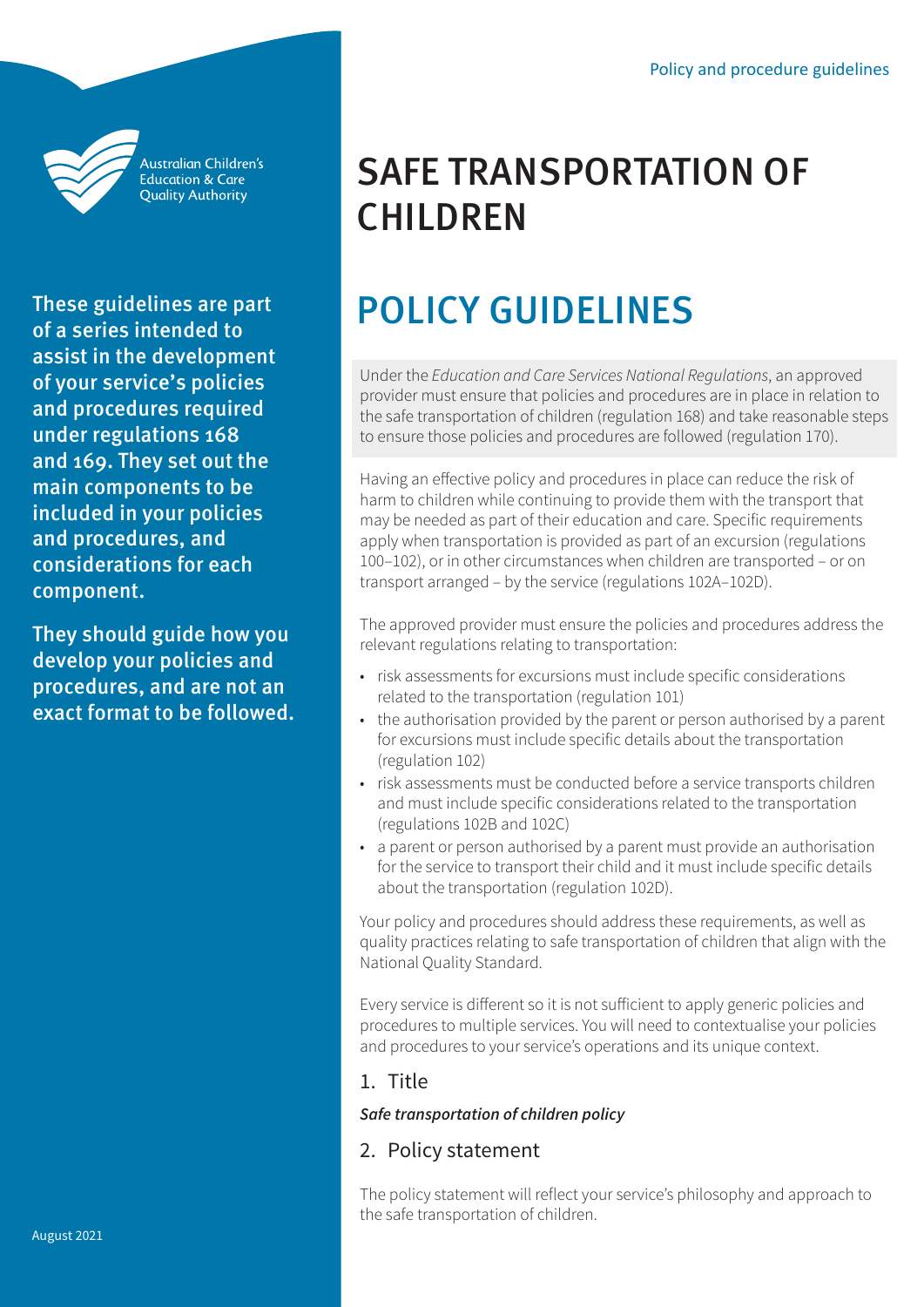Australian Children's Education & Care Quality Authority

**These guidelines are part of a series intended to assist in the development of your service's policies and procedures required under regulations 168 and 169. They set out the main components to be included in your policies and procedures, and considerations for each component.**

**They should guide how you develop your policies and procedures, and are not an exact format to be followed.**

August 2021

Policy and procedure guidelines

# SAFE TRANSPORTATION OF CHILDREN

# POLICY GUIDELINES

Under the *Education and Care Services National Regulations*, an approved provider must ensure that policies and procedures are in place in relation to the safe transportation of children (regulation 168) and take reasonable steps to ensure those policies and procedures are followed (regulation 170).

Having an effective policy and procedures in place can reduce the risk of harm to children while continuing to provide them with the transport that may be needed as part of their education and care. Specific requirements apply when transportation is provided as part of an excursion (regulations 100–102), or in other circumstances when children are transported – or on transport arranged – by the service (regulations 102A–102D).

The approved provider must ensure the policies and procedures address the relevant regulations relating to transportation:

- risk assessments for excursions must include specific considerations related to the transportation (regulation 101)
- the authorisation provided by the parent or person authorised by a parent for excursions must include specific details about the transportation (regulation 102)
- risk assessments must be conducted before a service transports children and must include specific considerations related to the transportation (regulations 102B and 102C)
- a parent or person authorised by a parent must provide an authorisation for the service to transport their child and it must include specific details about the transportation (regulation 102D).

Your policy and procedures should address these requirements, as well as quality practices relating to safe transportation of children that align with the National Quality Standard.

Every service is different so it is not sufficient to apply generic policies and procedures to multiple services. You will need to contextualise your policies and procedures to your service's operations and its unique context.

## 1. Title

***Safe transportation of children policy***

## 2. Policy statement

The policy statement will reflect your service's philosophy and approach to the safe transportation of children.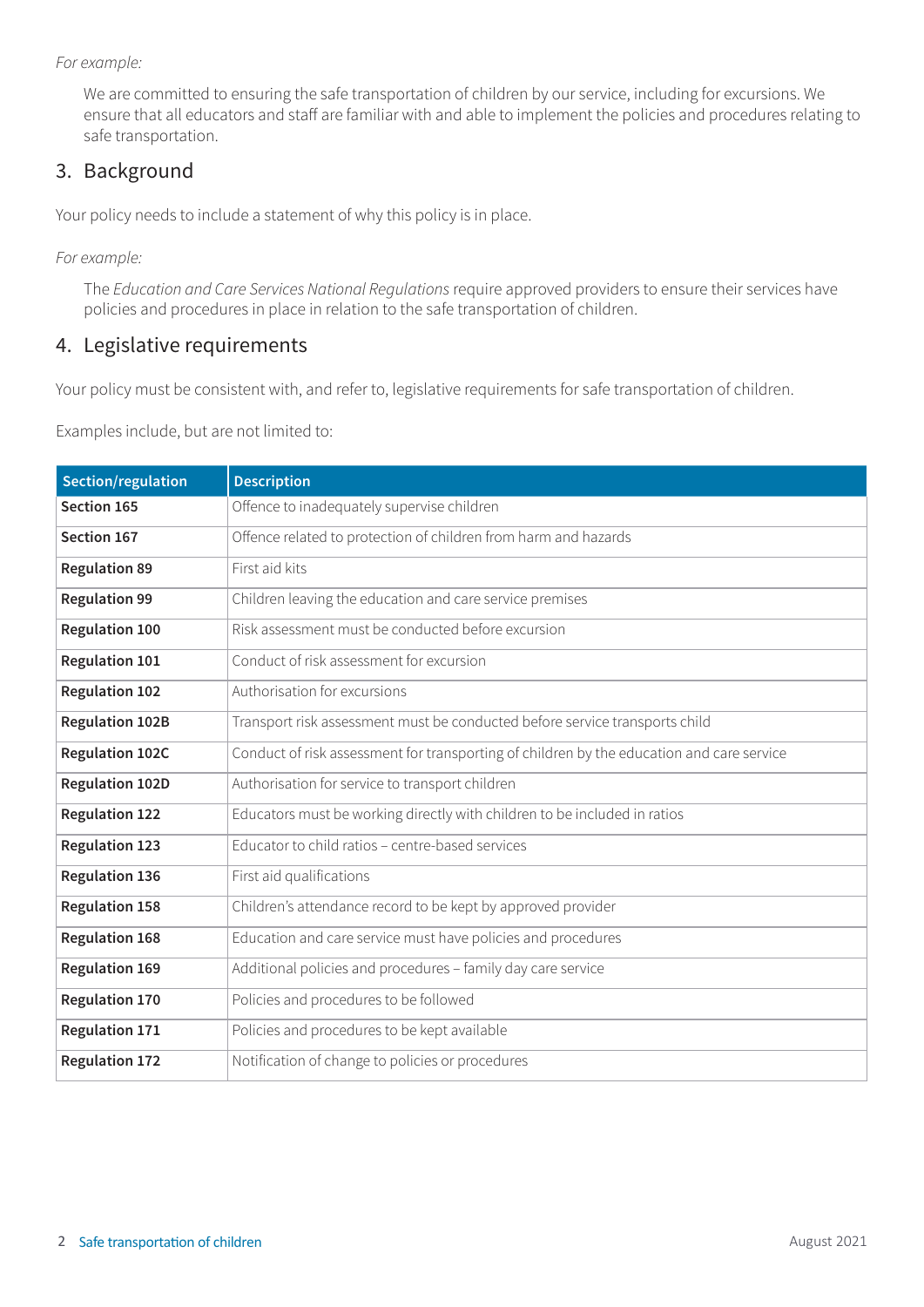*For example:*

> We are committed to ensuring the safe transportation of children by our service, including for excursions. We ensure that all educators and staff are familiar with and able to implement the policies and procedures relating to safe transportation.

## 3. Background

Your policy needs to include a statement of why this policy is in place.

*For example:*

> The *Education and Care Services National Regulations* require approved providers to ensure their services have policies and procedures in place in relation to the safe transportation of children.

## 4. Legislative requirements

Your policy must be consistent with, and refer to, legislative requirements for safe transportation of children.

Examples include, but are not limited to:

| Section/regulation | Description |
|---|---|
| **Section 165** | Offence to inadequately supervise children |
| **Section 167** | Offence related to protection of children from harm and hazards |
| **Regulation 89** | First aid kits |
| **Regulation 99** | Children leaving the education and care service premises |
| **Regulation 100** | Risk assessment must be conducted before excursion |
| **Regulation 101** | Conduct of risk assessment for excursion |
| **Regulation 102** | Authorisation for excursions |
| **Regulation 102B** | Transport risk assessment must be conducted before service transports child |
| **Regulation 102C** | Conduct of risk assessment for transporting of children by the education and care service |
| **Regulation 102D** | Authorisation for service to transport children |
| **Regulation 122** | Educators must be working directly with children to be included in ratios |
| **Regulation 123** | Educator to child ratios – centre-based services |
| **Regulation 136** | First aid qualifications |
| **Regulation 158** | Children's attendance record to be kept by approved provider |
| **Regulation 168** | Education and care service must have policies and procedures |
| **Regulation 169** | Additional policies and procedures – family day care service |
| **Regulation 170** | Policies and procedures to be followed |
| **Regulation 171** | Policies and procedures to be kept available |
| **Regulation 172** | Notification of change to policies or procedures |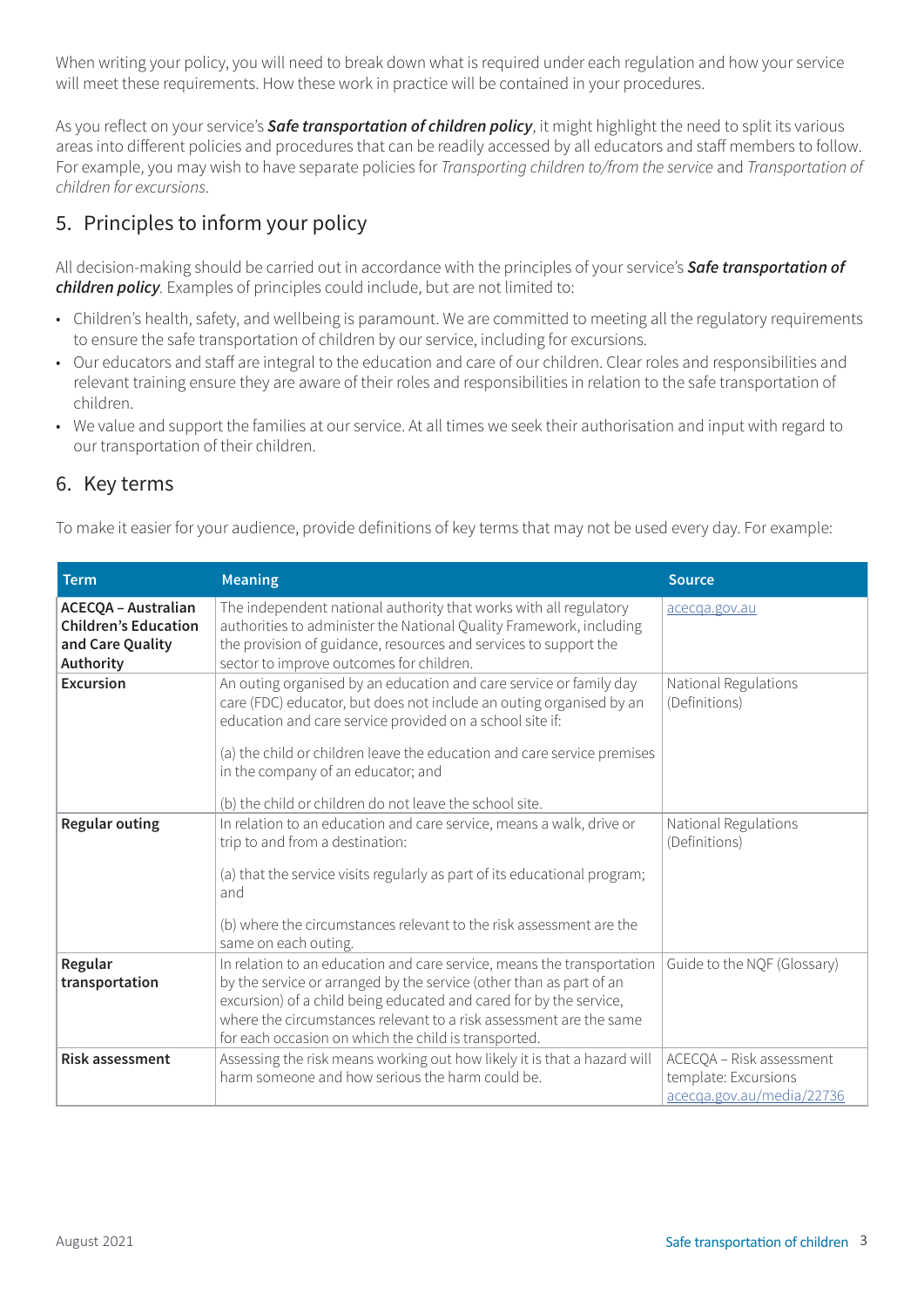When writing your policy, you will need to break down what is required under each regulation and how your service will meet these requirements. How these work in practice will be contained in your procedures.

As you reflect on your service's ***Safe transportation of children policy***, it might highlight the need to split its various areas into different policies and procedures that can be readily accessed by all educators and staff members to follow. For example, you may wish to have separate policies for *Transporting children to/from the service* and *Transportation of children for excursions*.

## 5. Principles to inform your policy

All decision-making should be carried out in accordance with the principles of your service's ***Safe transportation of children policy***. Examples of principles could include, but are not limited to:

- Children's health, safety, and wellbeing is paramount. We are committed to meeting all the regulatory requirements to ensure the safe transportation of children by our service, including for excursions.
- Our educators and staff are integral to the education and care of our children. Clear roles and responsibilities and relevant training ensure they are aware of their roles and responsibilities in relation to the safe transportation of children.
- We value and support the families at our service. At all times we seek their authorisation and input with regard to our transportation of their children.

## 6. Key terms

To make it easier for your audience, provide definitions of key terms that may not be used every day. For example:

| Term | Meaning | Source |
|---|---|---|
| **ACECQA – Australian Children's Education and Care Quality Authority** | The independent national authority that works with all regulatory authorities to administer the National Quality Framework, including the provision of guidance, resources and services to support the sector to improve outcomes for children. | acecqa.gov.au |
| **Excursion** | An outing organised by an education and care service or family day care (FDC) educator, but does not include an outing organised by an education and care service provided on a school site if:<br><br>(a) the child or children leave the education and care service premises in the company of an educator; and<br><br>(b) the child or children do not leave the school site. | National Regulations (Definitions) |
| **Regular outing** | In relation to an education and care service, means a walk, drive or trip to and from a destination:<br><br>(a) that the service visits regularly as part of its educational program; and<br><br>(b) where the circumstances relevant to the risk assessment are the same on each outing. | National Regulations (Definitions) |
| **Regular transportation** | In relation to an education and care service, means the transportation by the service or arranged by the service (other than as part of an excursion) of a child being educated and cared for by the service, where the circumstances relevant to a risk assessment are the same for each occasion on which the child is transported. | Guide to the NQF (Glossary) |
| **Risk assessment** | Assessing the risk means working out how likely it is that a hazard will harm someone and how serious the harm could be. | ACECQA – Risk assessment template: Excursions acecqa.gov.au/media/22736 |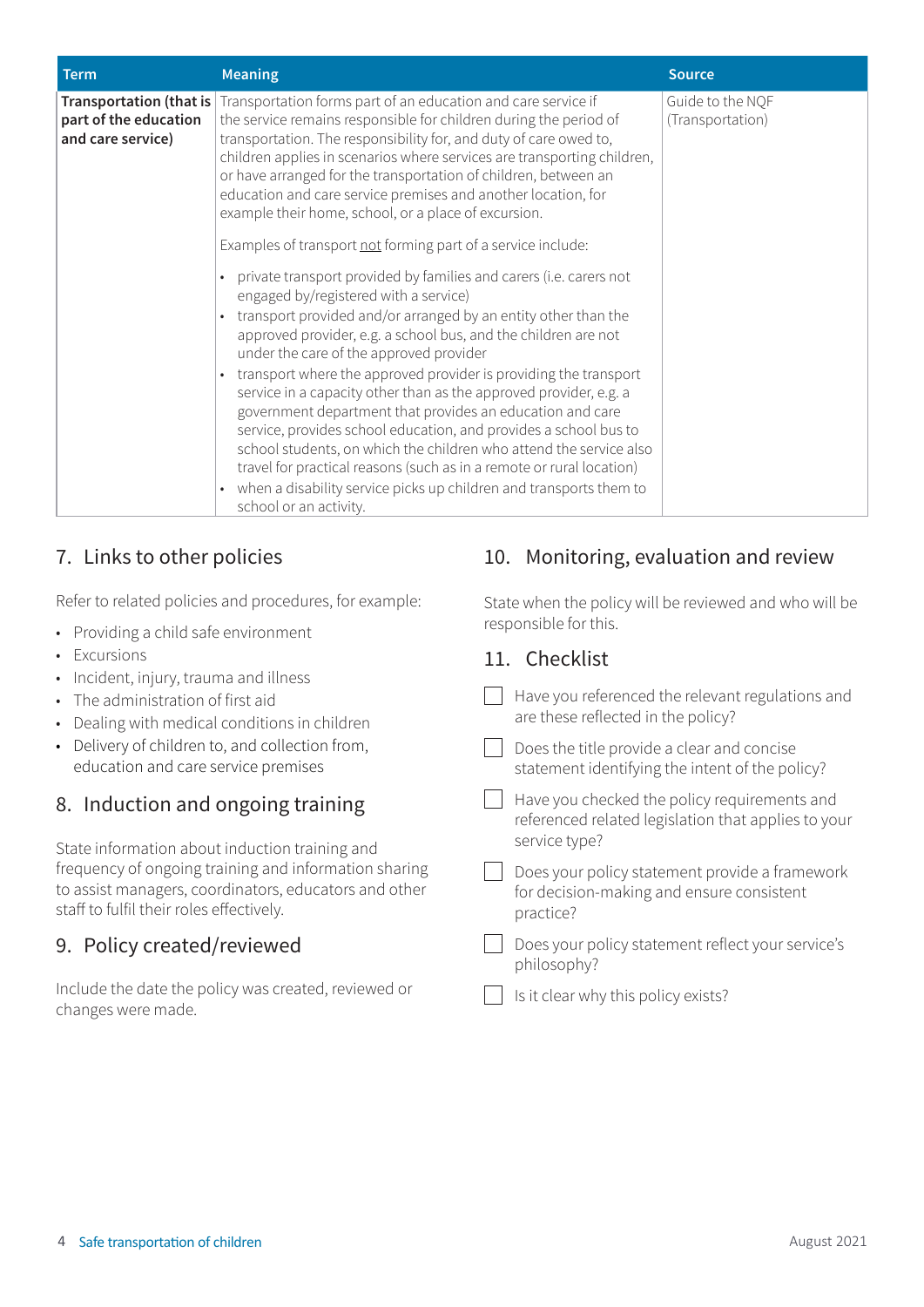| Term | Meaning | Source |
|---|---|---|
| **Transportation (that is part of the education and care service)** | Transportation forms part of an education and care service if the service remains responsible for children during the period of transportation. The responsibility for, and duty of care owed to, children applies in scenarios where services are transporting children, or have arranged for the transportation of children, between an education and care service premises and another location, for example their home, school, or a place of excursion.<br><br>Examples of transport not forming part of a service include:<br>• private transport provided by families and carers (i.e. carers not engaged by/registered with a service)<br>• transport provided and/or arranged by an entity other than the approved provider, e.g. a school bus, and the children are not under the care of the approved provider<br>• transport where the approved provider is providing the transport service in a capacity other than as the approved provider, e.g. a government department that provides an education and care service, provides school education, and provides a school bus to school students, on which the children who attend the service also travel for practical reasons (such as in a remote or rural location)<br>• when a disability service picks up children and transports them to school or an activity. | Guide to the NQF (Transportation) |

## 7. Links to other policies

Refer to related policies and procedures, for example:

- Providing a child safe environment
- Excursions
- Incident, injury, trauma and illness
- The administration of first aid
- Dealing with medical conditions in children
- Delivery of children to, and collection from, education and care service premises

## 8. Induction and ongoing training

State information about induction training and frequency of ongoing training and information sharing to assist managers, coordinators, educators and other staff to fulfil their roles effectively.

## 9. Policy created/reviewed

Include the date the policy was created, reviewed or changes were made.

## 10. Monitoring, evaluation and review

State when the policy will be reviewed and who will be responsible for this.

## 11. Checklist

- [ ] Have you referenced the relevant regulations and are these reflected in the policy?
- [ ] Does the title provide a clear and concise statement identifying the intent of the policy?
- [ ] Have you checked the policy requirements and referenced related legislation that applies to your service type?
- [ ] Does your policy statement provide a framework for decision-making and ensure consistent practice?
- [ ] Does your policy statement reflect your service's philosophy?
- [ ] Is it clear why this policy exists?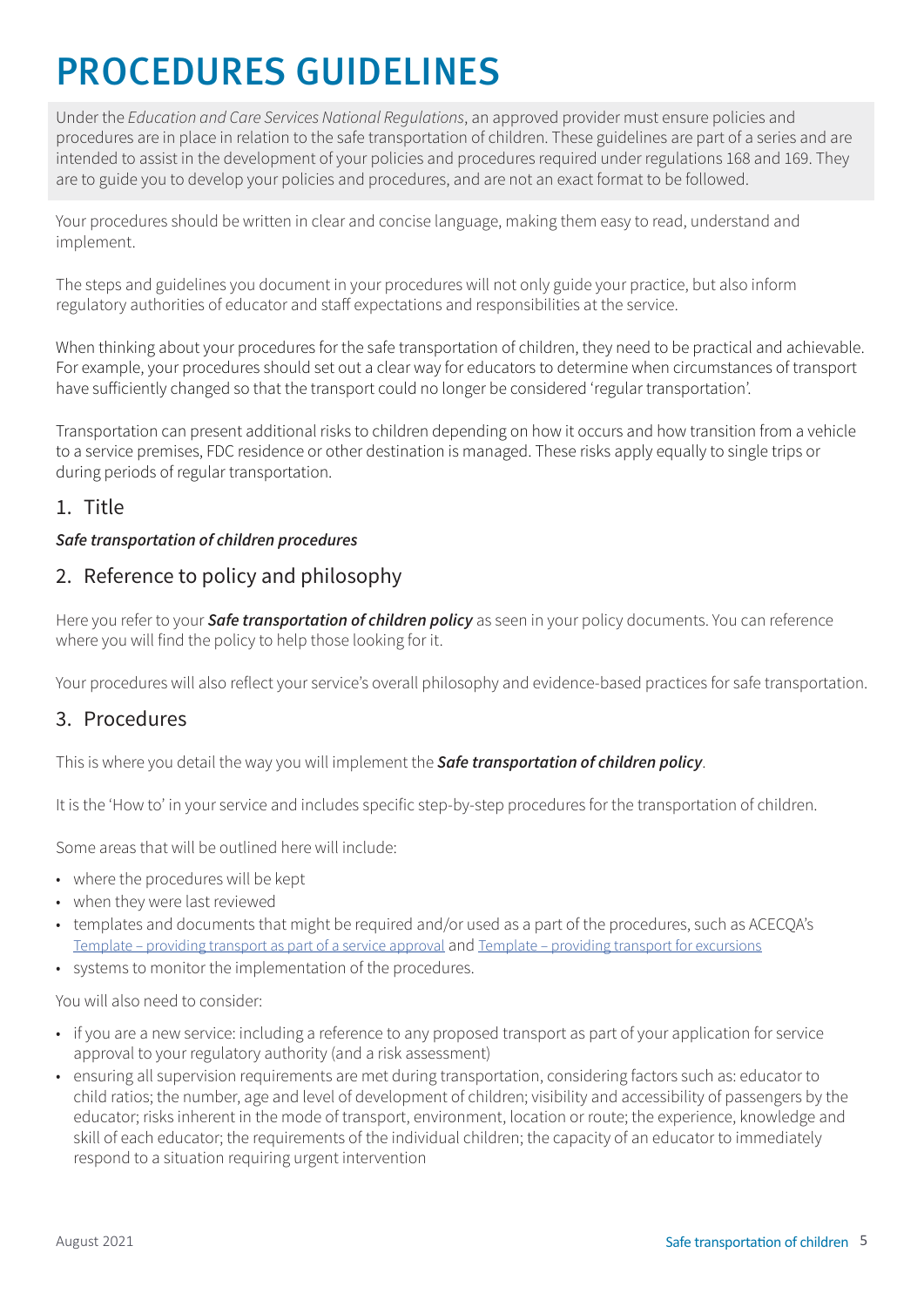# PROCEDURES GUIDELINES

Under the *Education and Care Services National Regulations*, an approved provider must ensure policies and procedures are in place in relation to the safe transportation of children. These guidelines are part of a series and are intended to assist in the development of your policies and procedures required under regulations 168 and 169. They are to guide you to develop your policies and procedures, and are not an exact format to be followed.

Your procedures should be written in clear and concise language, making them easy to read, understand and implement.

The steps and guidelines you document in your procedures will not only guide your practice, but also inform regulatory authorities of educator and staff expectations and responsibilities at the service.

When thinking about your procedures for the safe transportation of children, they need to be practical and achievable. For example, your procedures should set out a clear way for educators to determine when circumstances of transport have sufficiently changed so that the transport could no longer be considered 'regular transportation'.

Transportation can present additional risks to children depending on how it occurs and how transition from a vehicle to a service premises, FDC residence or other destination is managed. These risks apply equally to single trips or during periods of regular transportation.

## 1. Title

***Safe transportation of children procedures***

## 2. Reference to policy and philosophy

Here you refer to your ***Safe transportation of children policy*** as seen in your policy documents. You can reference where you will find the policy to help those looking for it.

Your procedures will also reflect your service's overall philosophy and evidence-based practices for safe transportation.

## 3. Procedures

This is where you detail the way you will implement the ***Safe transportation of children policy***.

It is the 'How to' in your service and includes specific step-by-step procedures for the transportation of children.

Some areas that will be outlined here will include:

- where the procedures will be kept
- when they were last reviewed
- templates and documents that might be required and/or used as a part of the procedures, such as ACECQA's Template – providing transport as part of a service approval and Template – providing transport for excursions
- systems to monitor the implementation of the procedures.

You will also need to consider:

- if you are a new service: including a reference to any proposed transport as part of your application for service approval to your regulatory authority (and a risk assessment)
- ensuring all supervision requirements are met during transportation, considering factors such as: educator to child ratios; the number, age and level of development of children; visibility and accessibility of passengers by the educator; risks inherent in the mode of transport, environment, location or route; the experience, knowledge and skill of each educator; the requirements of the individual children; the capacity of an educator to immediately respond to a situation requiring urgent intervention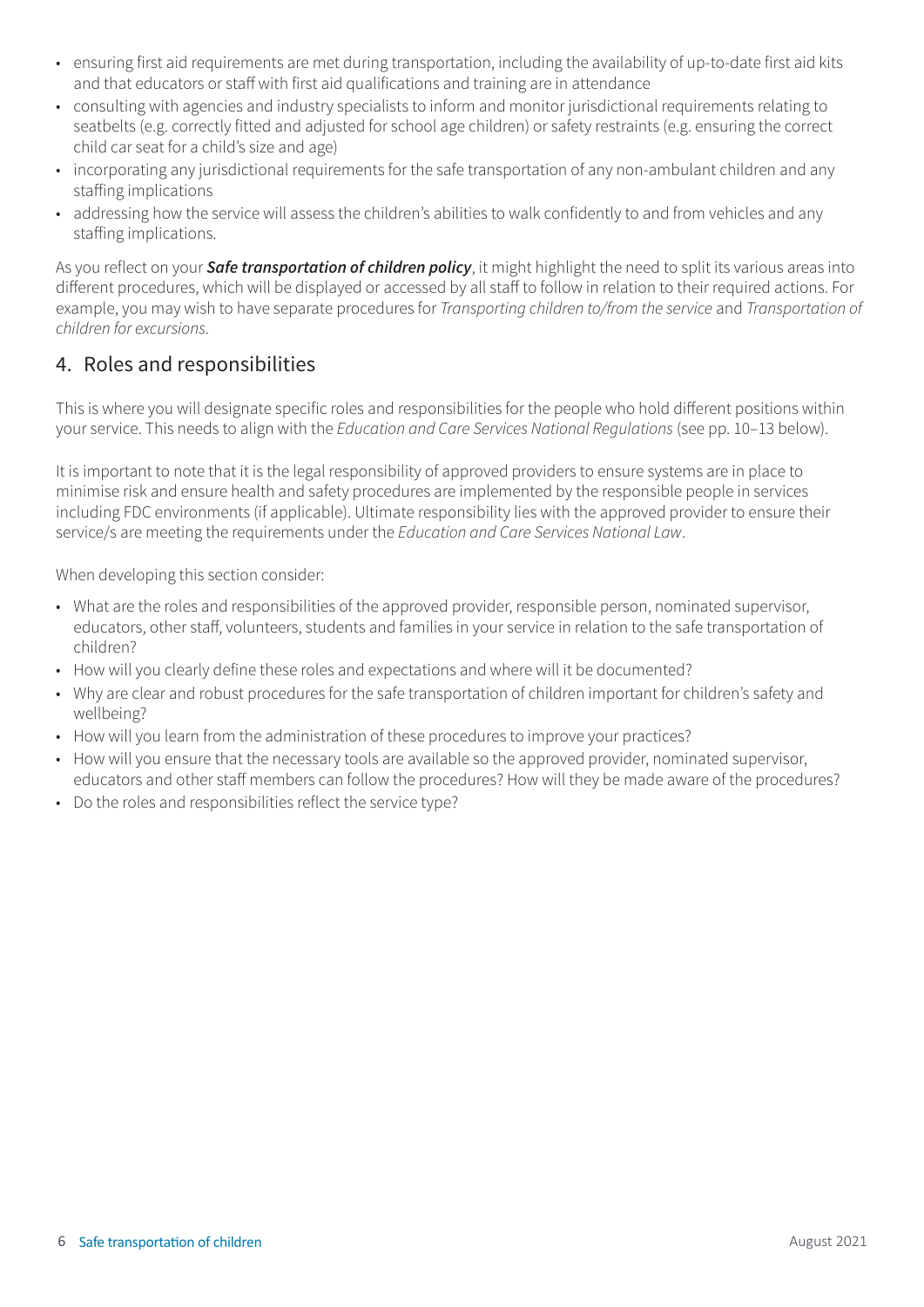- ensuring first aid requirements are met during transportation, including the availability of up-to-date first aid kits and that educators or staff with first aid qualifications and training are in attendance
- consulting with agencies and industry specialists to inform and monitor jurisdictional requirements relating to seatbelts (e.g. correctly fitted and adjusted for school age children) or safety restraints (e.g. ensuring the correct child car seat for a child's size and age)
- incorporating any jurisdictional requirements for the safe transportation of any non-ambulant children and any staffing implications
- addressing how the service will assess the children's abilities to walk confidently to and from vehicles and any staffing implications.

As you reflect on your ***Safe transportation of children policy***, it might highlight the need to split its various areas into different procedures, which will be displayed or accessed by all staff to follow in relation to their required actions. For example, you may wish to have separate procedures for *Transporting children to/from the service* and *Transportation of children for excursions*.

## 4. Roles and responsibilities

This is where you will designate specific roles and responsibilities for the people who hold different positions within your service. This needs to align with the *Education and Care Services National Regulations* (see pp. 10–13 below).

It is important to note that it is the legal responsibility of approved providers to ensure systems are in place to minimise risk and ensure health and safety procedures are implemented by the responsible people in services including FDC environments (if applicable). Ultimate responsibility lies with the approved provider to ensure their service/s are meeting the requirements under the *Education and Care Services National Law*.

When developing this section consider:

- What are the roles and responsibilities of the approved provider, responsible person, nominated supervisor, educators, other staff, volunteers, students and families in your service in relation to the safe transportation of children?
- How will you clearly define these roles and expectations and where will it be documented?
- Why are clear and robust procedures for the safe transportation of children important for children's safety and wellbeing?
- How will you learn from the administration of these procedures to improve your practices?
- How will you ensure that the necessary tools are available so the approved provider, nominated supervisor, educators and other staff members can follow the procedures? How will they be made aware of the procedures?
- Do the roles and responsibilities reflect the service type?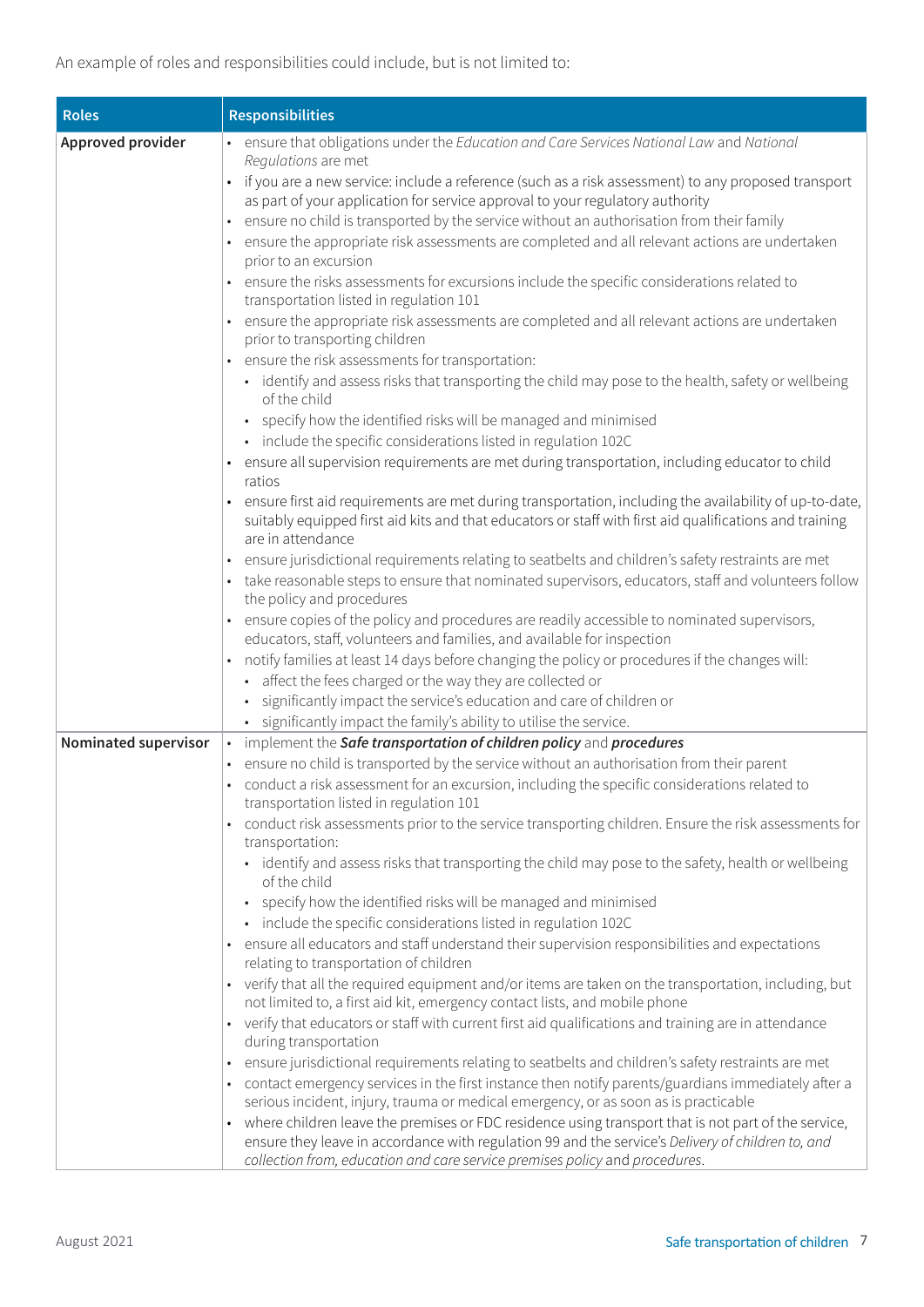An example of roles and responsibilities could include, but is not limited to:

| Roles | Responsibilities |
|---|---|
| **Approved provider** | • ensure that obligations under the *Education and Care Services National Law* and *National Regulations* are met<br>• if you are a new service: include a reference (such as a risk assessment) to any proposed transport as part of your application for service approval to your regulatory authority<br>• ensure no child is transported by the service without an authorisation from their family<br>• ensure the appropriate risk assessments are completed and all relevant actions are undertaken prior to an excursion<br>• ensure the risks assessments for excursions include the specific considerations related to transportation listed in regulation 101<br>• ensure the appropriate risk assessments are completed and all relevant actions are undertaken prior to transporting children<br>• ensure the risk assessments for transportation:<br>&nbsp;&nbsp;• identify and assess risks that transporting the child may pose to the health, safety or wellbeing of the child<br>&nbsp;&nbsp;• specify how the identified risks will be managed and minimised<br>&nbsp;&nbsp;• include the specific considerations listed in regulation 102C<br>• ensure all supervision requirements are met during transportation, including educator to child ratios<br>• ensure first aid requirements are met during transportation, including the availability of up-to-date, suitably equipped first aid kits and that educators or staff with first aid qualifications and training are in attendance<br>• ensure jurisdictional requirements relating to seatbelts and children's safety restraints are met<br>• take reasonable steps to ensure that nominated supervisors, educators, staff and volunteers follow the policy and procedures<br>• ensure copies of the policy and procedures are readily accessible to nominated supervisors, educators, staff, volunteers and families, and available for inspection<br>• notify families at least 14 days before changing the policy or procedures if the changes will:<br>&nbsp;&nbsp;• affect the fees charged or the way they are collected or<br>&nbsp;&nbsp;• significantly impact the service's education and care of children or<br>&nbsp;&nbsp;• significantly impact the family's ability to utilise the service. |
| **Nominated supervisor** | • implement the ***Safe transportation of children policy*** and ***procedures***<br>• ensure no child is transported by the service without an authorisation from their parent<br>• conduct a risk assessment for an excursion, including the specific considerations related to transportation listed in regulation 101<br>• conduct risk assessments prior to the service transporting children. Ensure the risk assessments for transportation:<br>&nbsp;&nbsp;• identify and assess risks that transporting the child may pose to the safety, health or wellbeing of the child<br>&nbsp;&nbsp;• specify how the identified risks will be managed and minimised<br>&nbsp;&nbsp;• include the specific considerations listed in regulation 102C<br>• ensure all educators and staff understand their supervision responsibilities and expectations relating to transportation of children<br>• verify that all the required equipment and/or items are taken on the transportation, including, but not limited to, a first aid kit, emergency contact lists, and mobile phone<br>• verify that educators or staff with current first aid qualifications and training are in attendance during transportation<br>• ensure jurisdictional requirements relating to seatbelts and children's safety restraints are met<br>• contact emergency services in the first instance then notify parents/guardians immediately after a serious incident, injury, trauma or medical emergency, or as soon as is practicable<br>• where children leave the premises or FDC residence using transport that is not part of the service, ensure they leave in accordance with regulation 99 and the service's *Delivery of children to, and collection from, education and care service premises policy* and *procedures*. |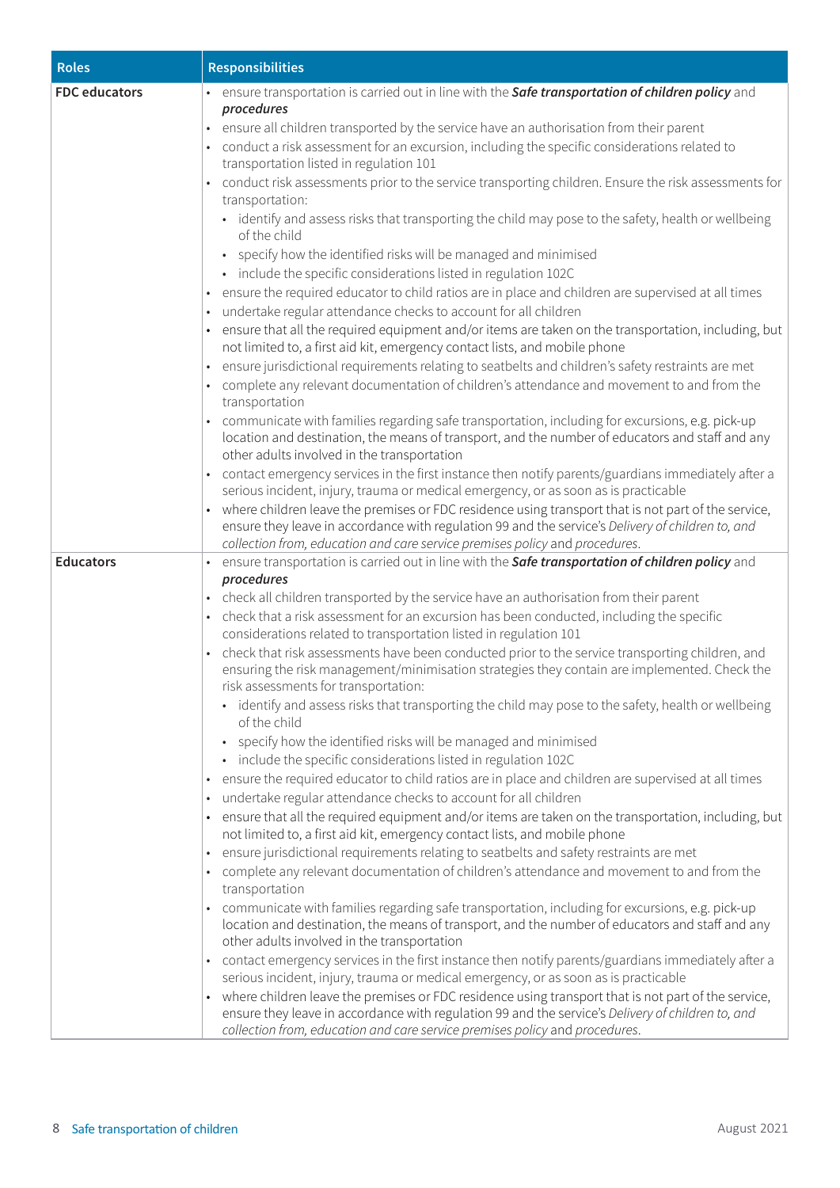| Roles | Responsibilities |
|---|---|
| **FDC educators** | • ensure transportation is carried out in line with the ***Safe transportation of children policy*** and ***procedures*** <br>• ensure all children transported by the service have an authorisation from their parent <br>• conduct a risk assessment for an excursion, including the specific considerations related to transportation listed in regulation 101 <br>• conduct risk assessments prior to the service transporting children. Ensure the risk assessments for transportation: <br>&nbsp;&nbsp;• identify and assess risks that transporting the child may pose to the safety, health or wellbeing of the child <br>&nbsp;&nbsp;• specify how the identified risks will be managed and minimised <br>&nbsp;&nbsp;• include the specific considerations listed in regulation 102C <br>• ensure the required educator to child ratios are in place and children are supervised at all times <br>• undertake regular attendance checks to account for all children <br>• ensure that all the required equipment and/or items are taken on the transportation, including, but not limited to, a first aid kit, emergency contact lists, and mobile phone <br>• ensure jurisdictional requirements relating to seatbelts and children's safety restraints are met <br>• complete any relevant documentation of children's attendance and movement to and from the transportation <br>• communicate with families regarding safe transportation, including for excursions, e.g. pick-up location and destination, the means of transport, and the number of educators and staff and any other adults involved in the transportation <br>• contact emergency services in the first instance then notify parents/guardians immediately after a serious incident, injury, trauma or medical emergency, or as soon as is practicable <br>• where children leave the premises or FDC residence using transport that is not part of the service, ensure they leave in accordance with regulation 99 and the service's *Delivery of children to, and collection from, education and care service premises policy* and *procedures*. |
| **Educators** | • ensure transportation is carried out in line with the ***Safe transportation of children policy*** and ***procedures*** <br>• check all children transported by the service have an authorisation from their parent <br>• check that a risk assessment for an excursion has been conducted, including the specific considerations related to transportation listed in regulation 101 <br>• check that risk assessments have been conducted prior to the service transporting children, and ensuring the risk management/minimisation strategies they contain are implemented. Check the risk assessments for transportation: <br>&nbsp;&nbsp;• identify and assess risks that transporting the child may pose to the safety, health or wellbeing of the child <br>&nbsp;&nbsp;• specify how the identified risks will be managed and minimised <br>&nbsp;&nbsp;• include the specific considerations listed in regulation 102C <br>• ensure the required educator to child ratios are in place and children are supervised at all times <br>• undertake regular attendance checks to account for all children <br>• ensure that all the required equipment and/or items are taken on the transportation, including, but not limited to, a first aid kit, emergency contact lists, and mobile phone <br>• ensure jurisdictional requirements relating to seatbelts and safety restraints are met <br>• complete any relevant documentation of children's attendance and movement to and from the transportation <br>• communicate with families regarding safe transportation, including for excursions, e.g. pick-up location and destination, the means of transport, and the number of educators and staff and any other adults involved in the transportation <br>• contact emergency services in the first instance then notify parents/guardians immediately after a serious incident, injury, trauma or medical emergency, or as soon as is practicable <br>• where children leave the premises or FDC residence using transport that is not part of the service, ensure they leave in accordance with regulation 99 and the service's *Delivery of children to, and collection from, education and care service premises policy* and *procedures*. |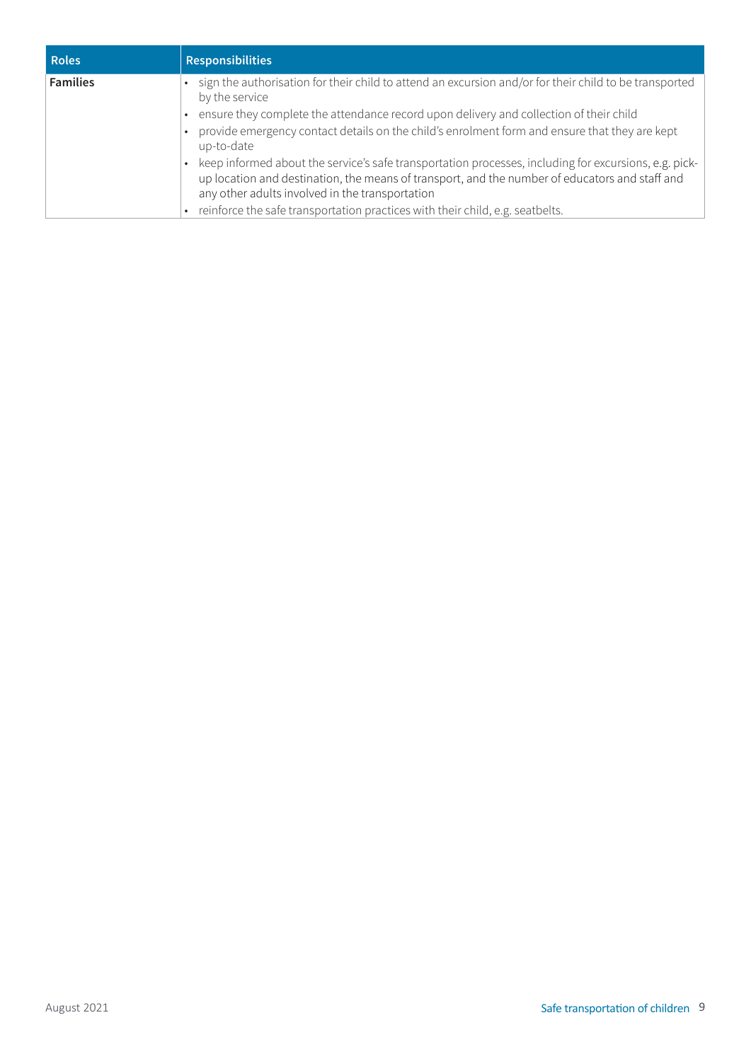| Roles | Responsibilities |
| --- | --- |
| **Families** | • sign the authorisation for their child to attend an excursion and/or for their child to be transported by the service<br>• ensure they complete the attendance record upon delivery and collection of their child<br>• provide emergency contact details on the child's enrolment form and ensure that they are kept up-to-date<br>• keep informed about the service's safe transportation processes, including for excursions, e.g. pick-up location and destination, the means of transport, and the number of educators and staff and any other adults involved in the transportation<br>• reinforce the safe transportation practices with their child, e.g. seatbelts. |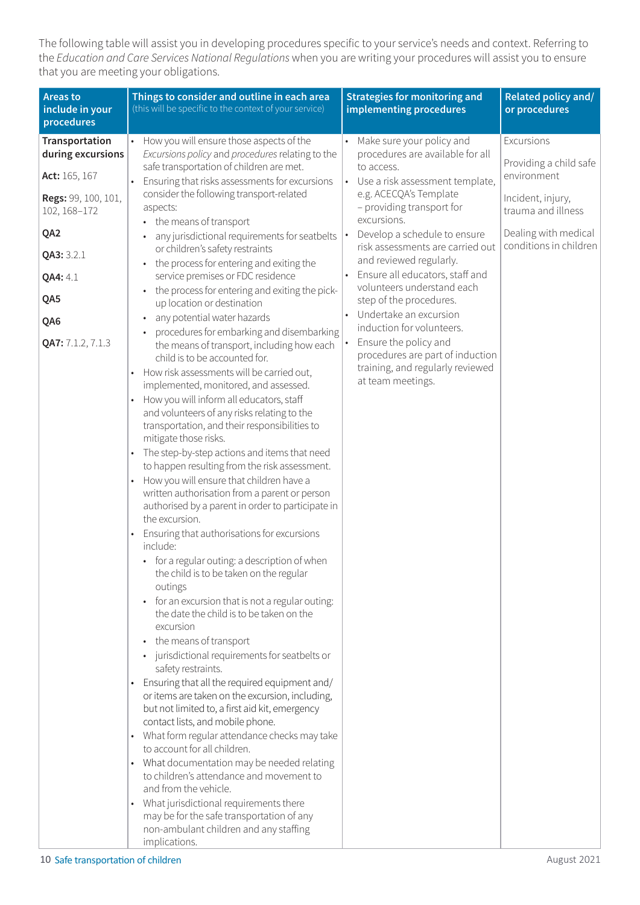The following table will assist you in developing procedures specific to your service's needs and context. Referring to the *Education and Care Services National Regulations* when you are writing your procedures will assist you to ensure that you are meeting your obligations.

| Areas to include in your procedures | Things to consider and outline in each area (this will be specific to the context of your service) | Strategies for monitoring and implementing procedures | Related policy and/or procedures |
|---|---|---|---|
| **Transportation during excursions**<br><br>**Act:** 165, 167<br><br>**Regs:** 99, 100, 101, 102, 168–172<br><br>**QA2**<br><br>**QA3:** 3.2.1<br><br>**QA4:** 4.1<br><br>**QA5**<br><br>**QA6**<br><br>**QA7:** 7.1.2, 7.1.3 | • How you will ensure those aspects of the *Excursions policy* and *procedures* relating to the safe transportation of children are met.<br>• Ensuring that risks assessments for excursions consider the following transport-related aspects:<br>&nbsp;&nbsp;• the means of transport<br>&nbsp;&nbsp;• any jurisdictional requirements for seatbelts or children's safety restraints<br>&nbsp;&nbsp;• the process for entering and exiting the service premises or FDC residence<br>&nbsp;&nbsp;• the process for entering and exiting the pick-up location or destination<br>&nbsp;&nbsp;• any potential water hazards<br>&nbsp;&nbsp;• procedures for embarking and disembarking the means of transport, including how each child is to be accounted for.<br>• How risk assessments will be carried out, implemented, monitored, and assessed.<br>• How you will inform all educators, staff and volunteers of any risks relating to the transportation, and their responsibilities to mitigate those risks.<br>• The step-by-step actions and items that need to happen resulting from the risk assessment.<br>• How you will ensure that children have a written authorisation from a parent or person authorised by a parent in order to participate in the excursion.<br>• Ensuring that authorisations for excursions include:<br>&nbsp;&nbsp;• for a regular outing: a description of when the child is to be taken on the regular outings<br>&nbsp;&nbsp;• for an excursion that is not a regular outing: the date the child is to be taken on the excursion<br>&nbsp;&nbsp;• the means of transport<br>&nbsp;&nbsp;• jurisdictional requirements for seatbelts or safety restraints.<br>• Ensuring that all the required equipment and/or items are taken on the excursion, including, but not limited to, a first aid kit, emergency contact lists, and mobile phone.<br>• What form regular attendance checks may take to account for all children.<br>• What documentation may be needed relating to children's attendance and movement to and from the vehicle.<br>• What jurisdictional requirements there may be for the safe transportation of any non-ambulant children and any staffing implications. | • Make sure your policy and procedures are available for all to access.<br>• Use a risk assessment template, e.g. ACECQA's Template – providing transport for excursions.<br>• Develop a schedule to ensure risk assessments are carried out and reviewed regularly.<br>• Ensure all educators, staff and volunteers understand each step of the procedures.<br>• Undertake an excursion induction for volunteers.<br>• Ensure the policy and procedures are part of induction training, and regularly reviewed at team meetings. | Excursions<br><br>Providing a child safe environment<br><br>Incident, injury, trauma and illness<br><br>Dealing with medical conditions in children |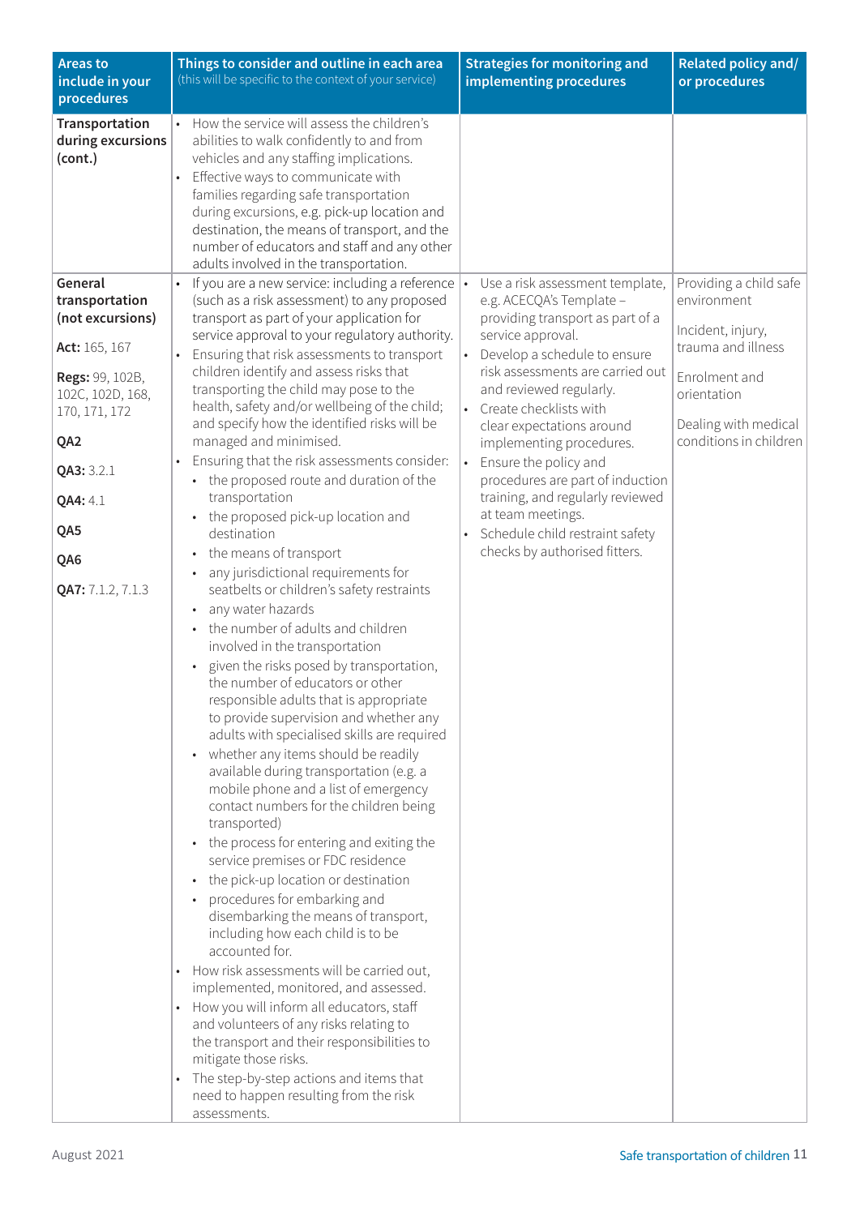| Areas to include in your procedures | Things to consider and outline in each area (this will be specific to the context of your service) | Strategies for monitoring and implementing procedures | Related policy and/ or procedures |
|---|---|---|---|
| **Transportation during excursions (cont.)** | • How the service will assess the children's abilities to walk confidently to and from vehicles and any staffing implications.<br>• Effective ways to communicate with families regarding safe transportation during excursions, e.g. pick-up location and destination, the means of transport, and the number of educators and staff and any other adults involved in the transportation. | | |
| **General transportation (not excursions)**<br><br>**Act:** 165, 167<br><br>**Regs:** 99, 102B, 102C, 102D, 168, 170, 171, 172<br><br>**QA2**<br><br>**QA3:** 3.2.1<br><br>**QA4:** 4.1<br><br>**QA5**<br><br>**QA6**<br><br>**QA7:** 7.1.2, 7.1.3 | • If you are a new service: including a reference (such as a risk assessment) to any proposed transport as part of your application for service approval to your regulatory authority.<br>• Ensuring that risk assessments to transport children identify and assess risks that transporting the child may pose to the health, safety and/or wellbeing of the child; and specify how the identified risks will be managed and minimised.<br>• Ensuring that the risk assessments consider:<br>&nbsp;&nbsp;• the proposed route and duration of the transportation<br>&nbsp;&nbsp;• the proposed pick-up location and destination<br>&nbsp;&nbsp;• the means of transport<br>&nbsp;&nbsp;• any jurisdictional requirements for seatbelts or children's safety restraints<br>&nbsp;&nbsp;• any water hazards<br>&nbsp;&nbsp;• the number of adults and children involved in the transportation<br>&nbsp;&nbsp;• given the risks posed by transportation, the number of educators or other responsible adults that is appropriate to provide supervision and whether any adults with specialised skills are required<br>&nbsp;&nbsp;• whether any items should be readily available during transportation (e.g. a mobile phone and a list of emergency contact numbers for the children being transported)<br>&nbsp;&nbsp;• the process for entering and exiting the service premises or FDC residence<br>&nbsp;&nbsp;• the pick-up location or destination<br>&nbsp;&nbsp;• procedures for embarking and disembarking the means of transport, including how each child is to be accounted for.<br>• How risk assessments will be carried out, implemented, monitored, and assessed.<br>• How you will inform all educators, staff and volunteers of any risks relating to the transport and their responsibilities to mitigate those risks.<br>• The step-by-step actions and items that need to happen resulting from the risk assessments. | • Use a risk assessment template, e.g. ACECQA's Template – providing transport as part of a service approval.<br>• Develop a schedule to ensure risk assessments are carried out and reviewed regularly.<br>• Create checklists with clear expectations around implementing procedures.<br>• Ensure the policy and procedures are part of induction training, and regularly reviewed at team meetings.<br>• Schedule child restraint safety checks by authorised fitters. | Providing a child safe environment<br><br>Incident, injury, trauma and illness<br><br>Enrolment and orientation<br><br>Dealing with medical conditions in children |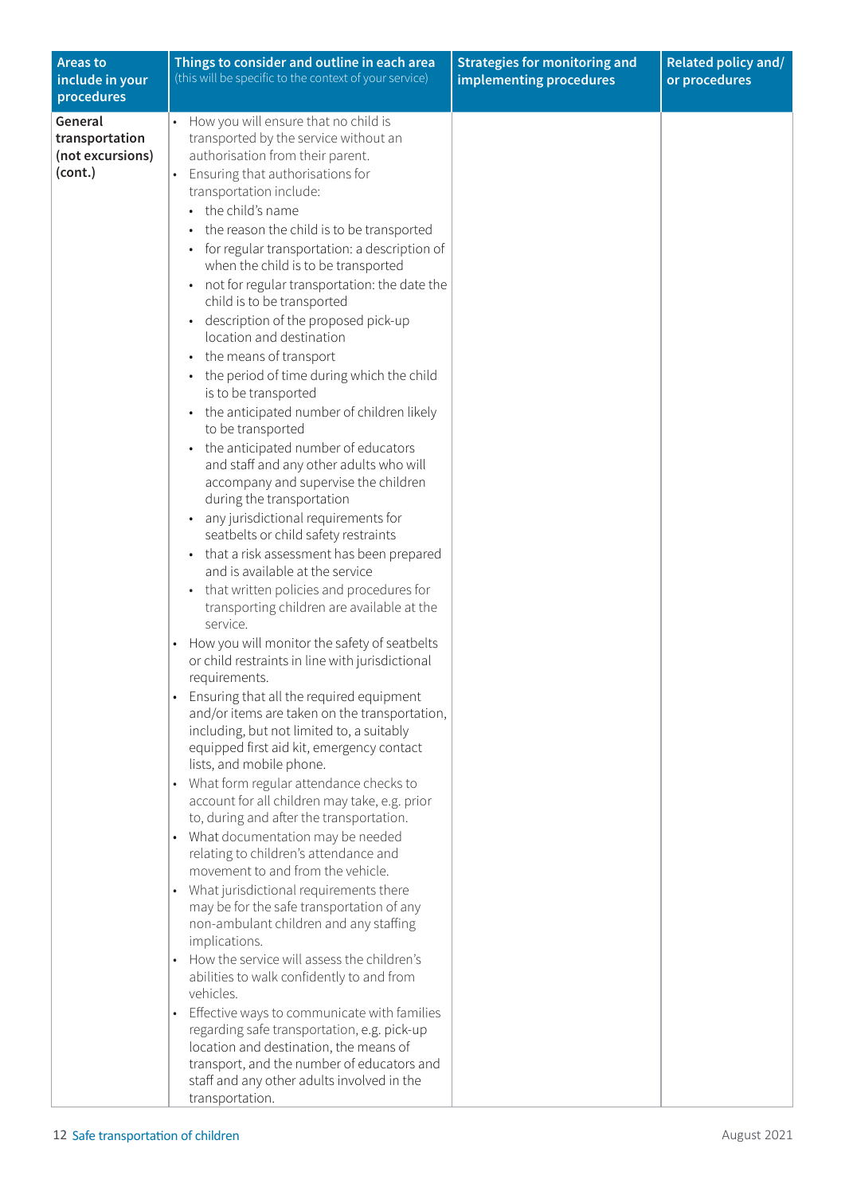| Areas to include in your procedures | Things to consider and outline in each area (this will be specific to the context of your service) | Strategies for monitoring and implementing procedures | Related policy and/ or procedures |
|---|---|---|---|
| **General transportation (not excursions) (cont.)** | • How you will ensure that no child is transported by the service without an authorisation from their parent.<br>• Ensuring that authorisations for transportation include:<br>&nbsp;&nbsp;• the child's name<br>&nbsp;&nbsp;• the reason the child is to be transported<br>&nbsp;&nbsp;• for regular transportation: a description of when the child is to be transported<br>&nbsp;&nbsp;• not for regular transportation: the date the child is to be transported<br>&nbsp;&nbsp;• description of the proposed pick-up location and destination<br>&nbsp;&nbsp;• the means of transport<br>&nbsp;&nbsp;• the period of time during which the child is to be transported<br>&nbsp;&nbsp;• the anticipated number of children likely to be transported<br>&nbsp;&nbsp;• the anticipated number of educators and staff and any other adults who will accompany and supervise the children during the transportation<br>&nbsp;&nbsp;• any jurisdictional requirements for seatbelts or child safety restraints<br>&nbsp;&nbsp;• that a risk assessment has been prepared and is available at the service<br>&nbsp;&nbsp;• that written policies and procedures for transporting children are available at the service.<br>• How you will monitor the safety of seatbelts or child restraints in line with jurisdictional requirements.<br>• Ensuring that all the required equipment and/or items are taken on the transportation, including, but not limited to, a suitably equipped first aid kit, emergency contact lists, and mobile phone.<br>• What form regular attendance checks to account for all children may take, e.g. prior to, during and after the transportation.<br>• What documentation may be needed relating to children's attendance and movement to and from the vehicle.<br>• What jurisdictional requirements there may be for the safe transportation of any non-ambulant children and any staffing implications.<br>• How the service will assess the children's abilities to walk confidently to and from vehicles.<br>• Effective ways to communicate with families regarding safe transportation, e.g. pick-up location and destination, the means of transport, and the number of educators and staff and any other adults involved in the transportation. | | |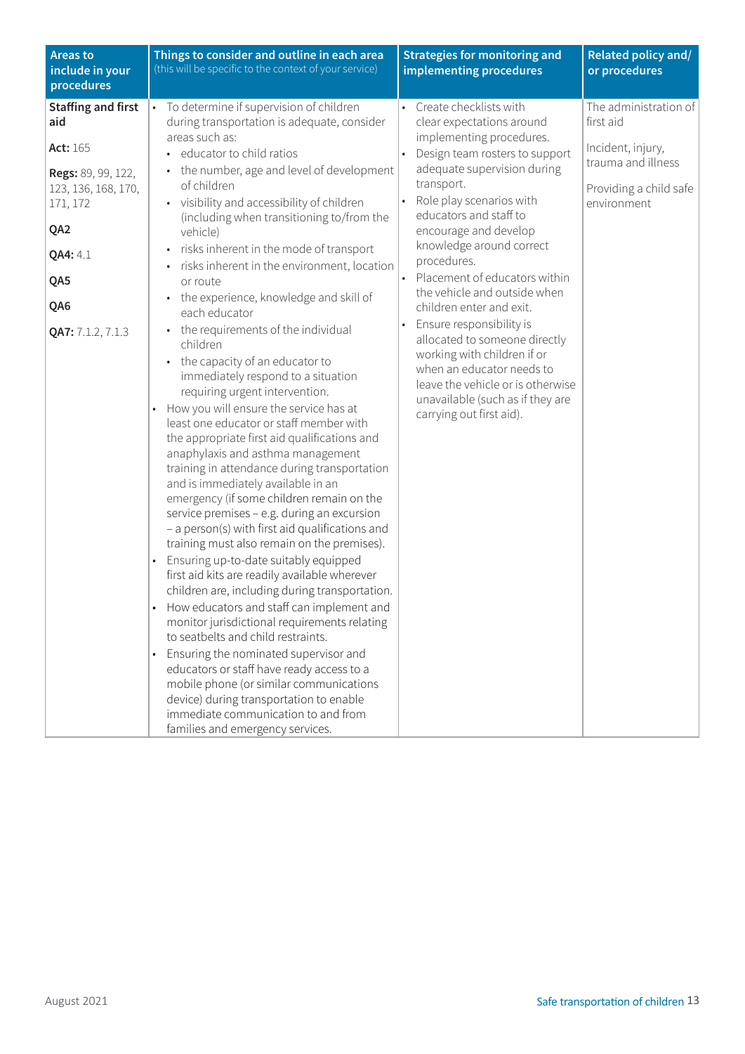| Areas to include in your procedures | Things to consider and outline in each area (this will be specific to the context of your service) | Strategies for monitoring and implementing procedures | Related policy and/ or procedures |
|---|---|---|---|
| **Staffing and first aid**<br><br>**Act:** 165<br><br>**Regs:** 89, 99, 122, 123, 136, 168, 170, 171, 172<br><br>**QA2**<br><br>**QA4:** 4.1<br><br>**QA5**<br><br>**QA6**<br><br>**QA7:** 7.1.2, 7.1.3 | • To determine if supervision of children during transportation is adequate, consider areas such as:<br>  • educator to child ratios<br>  • the number, age and level of development of children<br>  • visibility and accessibility of children (including when transitioning to/from the vehicle)<br>  • risks inherent in the mode of transport<br>  • risks inherent in the environment, location or route<br>  • the experience, knowledge and skill of each educator<br>  • the requirements of the individual children<br>  • the capacity of an educator to immediately respond to a situation requiring urgent intervention.<br>• How you will ensure the service has at least one educator or staff member with the appropriate first aid qualifications and anaphylaxis and asthma management training in attendance during transportation and is immediately available in an emergency (if some children remain on the service premises – e.g. during an excursion – a person(s) with first aid qualifications and training must also remain on the premises).<br>• Ensuring up-to-date suitably equipped first aid kits are readily available wherever children are, including during transportation.<br>• How educators and staff can implement and monitor jurisdictional requirements relating to seatbelts and child restraints.<br>• Ensuring the nominated supervisor and educators or staff have ready access to a mobile phone (or similar communications device) during transportation to enable immediate communication to and from families and emergency services. | • Create checklists with clear expectations around implementing procedures.<br>• Design team rosters to support adequate supervision during transport.<br>• Role play scenarios with educators and staff to encourage and develop knowledge around correct procedures.<br>• Placement of educators within the vehicle and outside when children enter and exit.<br>• Ensure responsibility is allocated to someone directly working with children if or when an educator needs to leave the vehicle or is otherwise unavailable (such as if they are carrying out first aid). | The administration of first aid<br><br>Incident, injury, trauma and illness<br><br>Providing a child safe environment |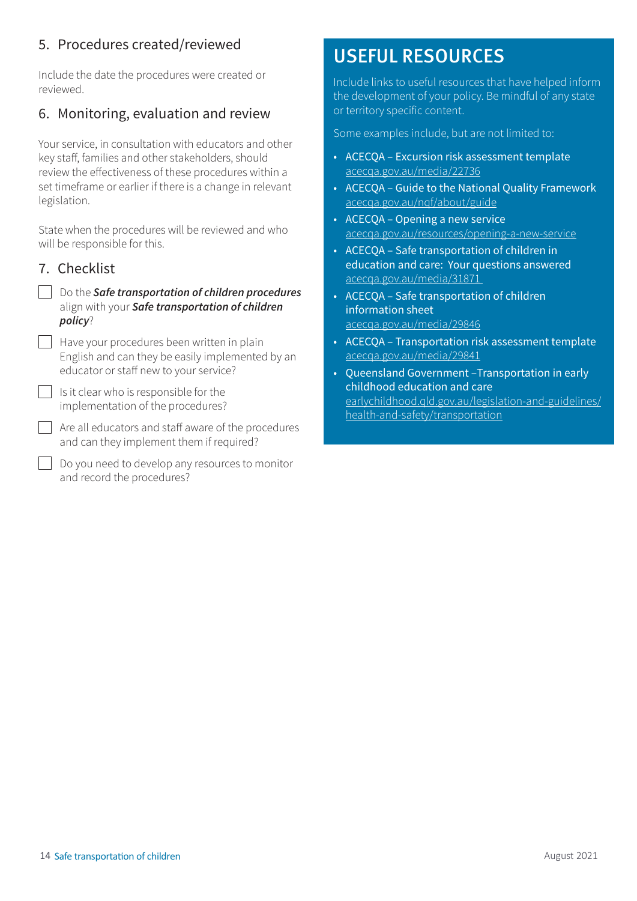## 5. Procedures created/reviewed

Include the date the procedures were created or reviewed.

## 6. Monitoring, evaluation and review

Your service, in consultation with educators and other key staff, families and other stakeholders, should review the effectiveness of these procedures within a set timeframe or earlier if there is a change in relevant legislation.

State when the procedures will be reviewed and who will be responsible for this.

## 7. Checklist

- [ ] Do the ***Safe transportation of children procedures*** align with your ***Safe transportation of children policy***?
- [ ] Have your procedures been written in plain English and can they be easily implemented by an educator or staff new to your service?
- [ ] Is it clear who is responsible for the implementation of the procedures?
- [ ] Are all educators and staff aware of the procedures and can they implement them if required?
- [ ] Do you need to develop any resources to monitor and record the procedures?

## USEFUL RESOURCES

Include links to useful resources that have helped inform the development of your policy. Be mindful of any state or territory specific content.

Some examples include, but are not limited to:

- ACECQA – Excursion risk assessment template acecqa.gov.au/media/22736
- ACECQA – Guide to the National Quality Framework acecqa.gov.au/nqf/about/guide
- ACECQA – Opening a new service acecqa.gov.au/resources/opening-a-new-service
- ACECQA – Safe transportation of children in education and care: Your questions answered acecqa.gov.au/media/31871
- ACECQA – Safe transportation of children information sheet acecqa.gov.au/media/29846
- ACECQA – Transportation risk assessment template acecqa.gov.au/media/29841
- Queensland Government –Transportation in early childhood education and care earlychildhood.qld.gov.au/legislation-and-guidelines/health-and-safety/transportation